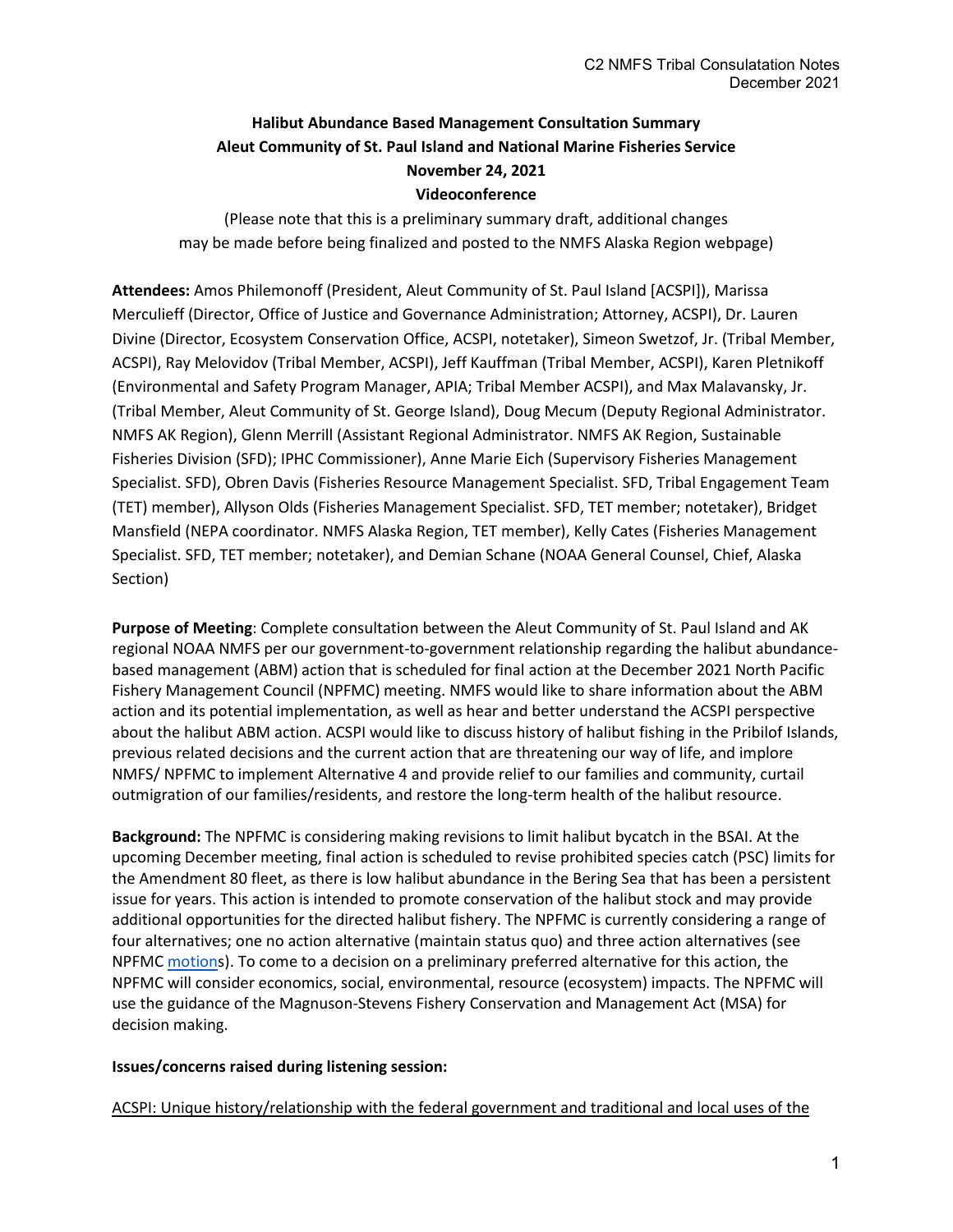# Halibut Abundance Based Management Consultation Summary
## Aleut Community of St. Paul Island and National Marine Fisheries Service
## November 24, 2021
## Videoconference

(Please note that this is a preliminary summary draft, additional changes may be made before being finalized and posted to the NMFS Alaska Region webpage)

**Attendees:** Amos Philemonoff (President, Aleut Community of St. Paul Island [ACSPI]), Marissa Merculieff (Director, Office of Justice and Governance Administration; Attorney, ACSPI), Dr. Lauren Divine (Director, Ecosystem Conservation Office, ACSPI, notetaker), Simeon Swetzof, Jr. (Tribal Member, ACSPI), Ray Melovidov (Tribal Member, ACSPI), Jeff Kauffman (Tribal Member, ACSPI), Karen Pletnikoff (Environmental and Safety Program Manager, APIA; Tribal Member ACSPI), and Max Malavansky, Jr. (Tribal Member, Aleut Community of St. George Island), Doug Mecum (Deputy Regional Administrator. NMFS AK Region), Glenn Merrill (Assistant Regional Administrator. NMFS AK Region, Sustainable Fisheries Division (SFD); IPHC Commissioner), Anne Marie Eich (Supervisory Fisheries Management Specialist. SFD), Obren Davis (Fisheries Resource Management Specialist. SFD, Tribal Engagement Team (TET) member), Allyson Olds (Fisheries Management Specialist. SFD, TET member; notetaker), Bridget Mansfield (NEPA coordinator. NMFS Alaska Region, TET member), Kelly Cates (Fisheries Management Specialist. SFD, TET member; notetaker), and Demian Schane (NOAA General Counsel, Chief, Alaska Section)

**Purpose of Meeting**: Complete consultation between the Aleut Community of St. Paul Island and AK regional NOAA NMFS per our government-to-government relationship regarding the halibut abundance-based management (ABM) action that is scheduled for final action at the December 2021 North Pacific Fishery Management Council (NPFMC) meeting. NMFS would like to share information about the ABM action and its potential implementation, as well as hear and better understand the ACSPI perspective about the halibut ABM action. ACSPI would like to discuss history of halibut fishing in the Pribilof Islands, previous related decisions and the current action that are threatening our way of life, and implore NMFS/ NPFMC to implement Alternative 4 and provide relief to our families and community, curtail outmigration of our families/residents, and restore the long-term health of the halibut resource.

**Background:** The NPFMC is considering making revisions to limit halibut bycatch in the BSAI. At the upcoming December meeting, final action is scheduled to revise prohibited species catch (PSC) limits for the Amendment 80 fleet, as there is low halibut abundance in the Bering Sea that has been a persistent issue for years. This action is intended to promote conservation of the halibut stock and may provide additional opportunities for the directed halibut fishery. The NPFMC is currently considering a range of four alternatives; one no action alternative (maintain status quo) and three action alternatives (see NPFMC [motions](motions)). To come to a decision on a preliminary preferred alternative for this action, the NPFMC will consider economics, social, environmental, resource (ecosystem) impacts. The NPFMC will use the guidance of the Magnuson-Stevens Fishery Conservation and Management Act (MSA) for decision making.

**Issues/concerns raised during listening session:**

<u>ACSPI: Unique history/relationship with the federal government and traditional and local uses of the</u>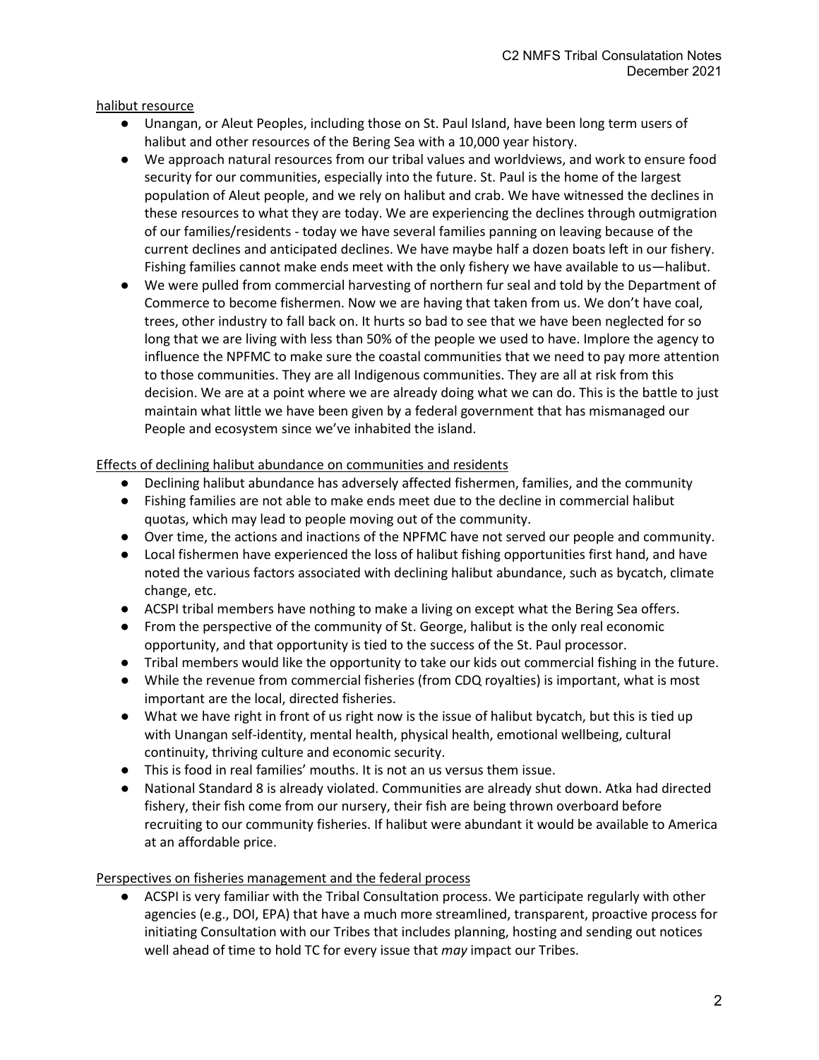<u>halibut resource</u>

- Unangan, or Aleut Peoples, including those on St. Paul Island, have been long term users of halibut and other resources of the Bering Sea with a 10,000 year history.
- We approach natural resources from our tribal values and worldviews, and work to ensure food security for our communities, especially into the future. St. Paul is the home of the largest population of Aleut people, and we rely on halibut and crab. We have witnessed the declines in these resources to what they are today. We are experiencing the declines through outmigration of our families/residents - today we have several families panning on leaving because of the current declines and anticipated declines. We have maybe half a dozen boats left in our fishery. Fishing families cannot make ends meet with the only fishery we have available to us—halibut.
- We were pulled from commercial harvesting of northern fur seal and told by the Department of Commerce to become fishermen. Now we are having that taken from us. We don't have coal, trees, other industry to fall back on. It hurts so bad to see that we have been neglected for so long that we are living with less than 50% of the people we used to have. Implore the agency to influence the NPFMC to make sure the coastal communities that we need to pay more attention to those communities. They are all Indigenous communities. They are all at risk from this decision. We are at a point where we are already doing what we can do. This is the battle to just maintain what little we have been given by a federal government that has mismanaged our People and ecosystem since we've inhabited the island.

<u>Effects of declining halibut abundance on communities and residents</u>

- Declining halibut abundance has adversely affected fishermen, families, and the community
- Fishing families are not able to make ends meet due to the decline in commercial halibut quotas, which may lead to people moving out of the community.
- Over time, the actions and inactions of the NPFMC have not served our people and community.
- Local fishermen have experienced the loss of halibut fishing opportunities first hand, and have noted the various factors associated with declining halibut abundance, such as bycatch, climate change, etc.
- ACSPI tribal members have nothing to make a living on except what the Bering Sea offers.
- From the perspective of the community of St. George, halibut is the only real economic opportunity, and that opportunity is tied to the success of the St. Paul processor.
- Tribal members would like the opportunity to take our kids out commercial fishing in the future.
- While the revenue from commercial fisheries (from CDQ royalties) is important, what is most important are the local, directed fisheries.
- What we have right in front of us right now is the issue of halibut bycatch, but this is tied up with Unangan self-identity, mental health, physical health, emotional wellbeing, cultural continuity, thriving culture and economic security.
- This is food in real families' mouths. It is not an us versus them issue.
- National Standard 8 is already violated. Communities are already shut down. Atka had directed fishery, their fish come from our nursery, their fish are being thrown overboard before recruiting to our community fisheries. If halibut were abundant it would be available to America at an affordable price.

<u>Perspectives on fisheries management and the federal process</u>

- ACSPI is very familiar with the Tribal Consultation process. We participate regularly with other agencies (e.g., DOI, EPA) that have a much more streamlined, transparent, proactive process for initiating Consultation with our Tribes that includes planning, hosting and sending out notices well ahead of time to hold TC for every issue that *may* impact our Tribes.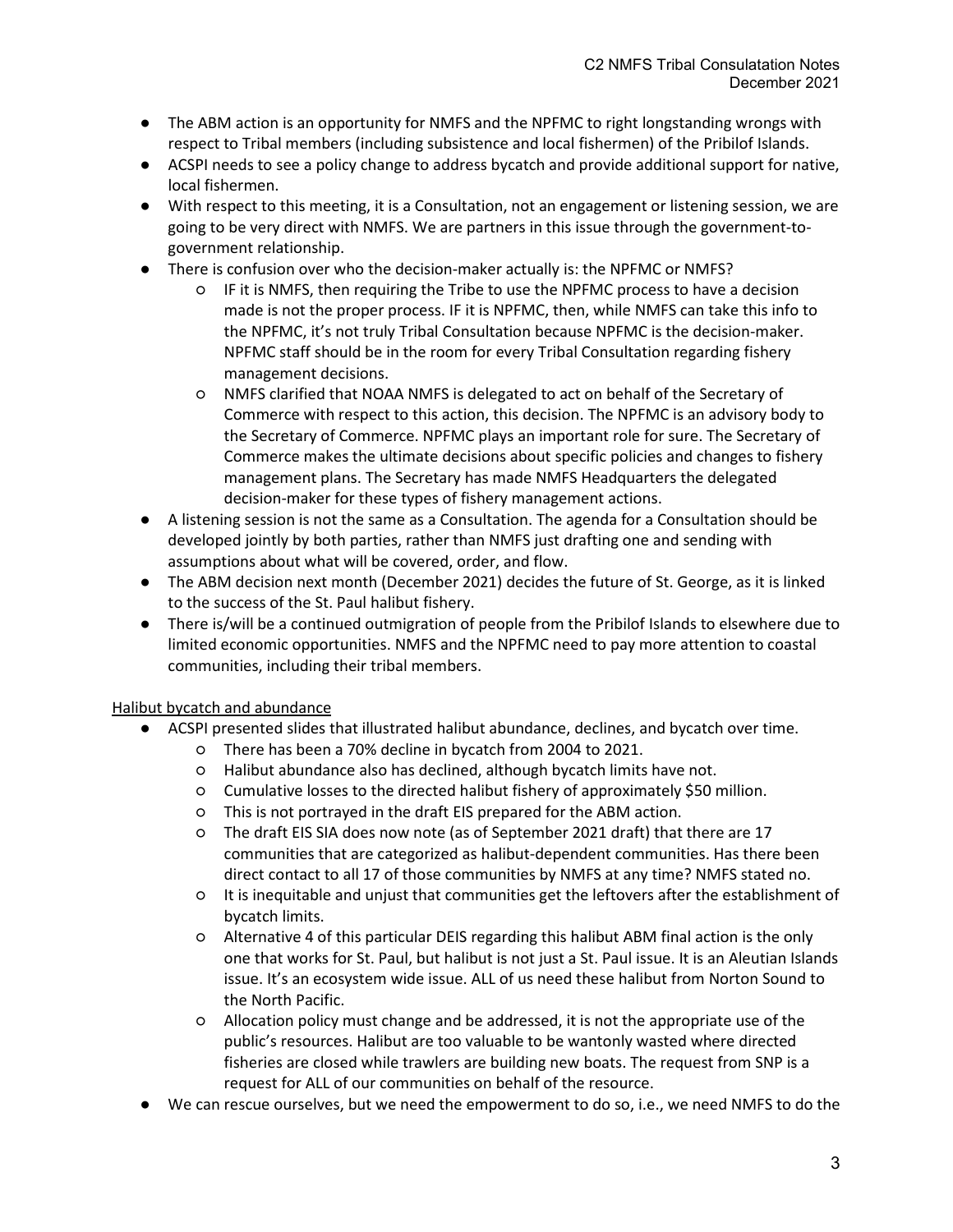- The ABM action is an opportunity for NMFS and the NPFMC to right longstanding wrongs with respect to Tribal members (including subsistence and local fishermen) of the Pribilof Islands.
- ACSPI needs to see a policy change to address bycatch and provide additional support for native, local fishermen.
- With respect to this meeting, it is a Consultation, not an engagement or listening session, we are going to be very direct with NMFS. We are partners in this issue through the government-to-government relationship.
- There is confusion over who the decision-maker actually is: the NPFMC or NMFS?
  - IF it is NMFS, then requiring the Tribe to use the NPFMC process to have a decision made is not the proper process. IF it is NPFMC, then, while NMFS can take this info to the NPFMC, it's not truly Tribal Consultation because NPFMC is the decision-maker. NPFMC staff should be in the room for every Tribal Consultation regarding fishery management decisions.
  - NMFS clarified that NOAA NMFS is delegated to act on behalf of the Secretary of Commerce with respect to this action, this decision. The NPFMC is an advisory body to the Secretary of Commerce. NPFMC plays an important role for sure. The Secretary of Commerce makes the ultimate decisions about specific policies and changes to fishery management plans. The Secretary has made NMFS Headquarters the delegated decision-maker for these types of fishery management actions.
- A listening session is not the same as a Consultation. The agenda for a Consultation should be developed jointly by both parties, rather than NMFS just drafting one and sending with assumptions about what will be covered, order, and flow.
- The ABM decision next month (December 2021) decides the future of St. George, as it is linked to the success of the St. Paul halibut fishery.
- There is/will be a continued outmigration of people from the Pribilof Islands to elsewhere due to limited economic opportunities. NMFS and the NPFMC need to pay more attention to coastal communities, including their tribal members.

<u>Halibut bycatch and abundance</u>

- ACSPI presented slides that illustrated halibut abundance, declines, and bycatch over time.
  - There has been a 70% decline in bycatch from 2004 to 2021.
  - Halibut abundance also has declined, although bycatch limits have not.
  - Cumulative losses to the directed halibut fishery of approximately $50 million.
  - This is not portrayed in the draft EIS prepared for the ABM action.
  - The draft EIS SIA does now note (as of September 2021 draft) that there are 17 communities that are categorized as halibut-dependent communities. Has there been direct contact to all 17 of those communities by NMFS at any time? NMFS stated no.
  - It is inequitable and unjust that communities get the leftovers after the establishment of bycatch limits.
  - Alternative 4 of this particular DEIS regarding this halibut ABM final action is the only one that works for St. Paul, but halibut is not just a St. Paul issue. It is an Aleutian Islands issue. It's an ecosystem wide issue. ALL of us need these halibut from Norton Sound to the North Pacific.
  - Allocation policy must change and be addressed, it is not the appropriate use of the public's resources. Halibut are too valuable to be wantonly wasted where directed fisheries are closed while trawlers are building new boats. The request from SNP is a request for ALL of our communities on behalf of the resource.
- We can rescue ourselves, but we need the empowerment to do so, i.e., we need NMFS to do the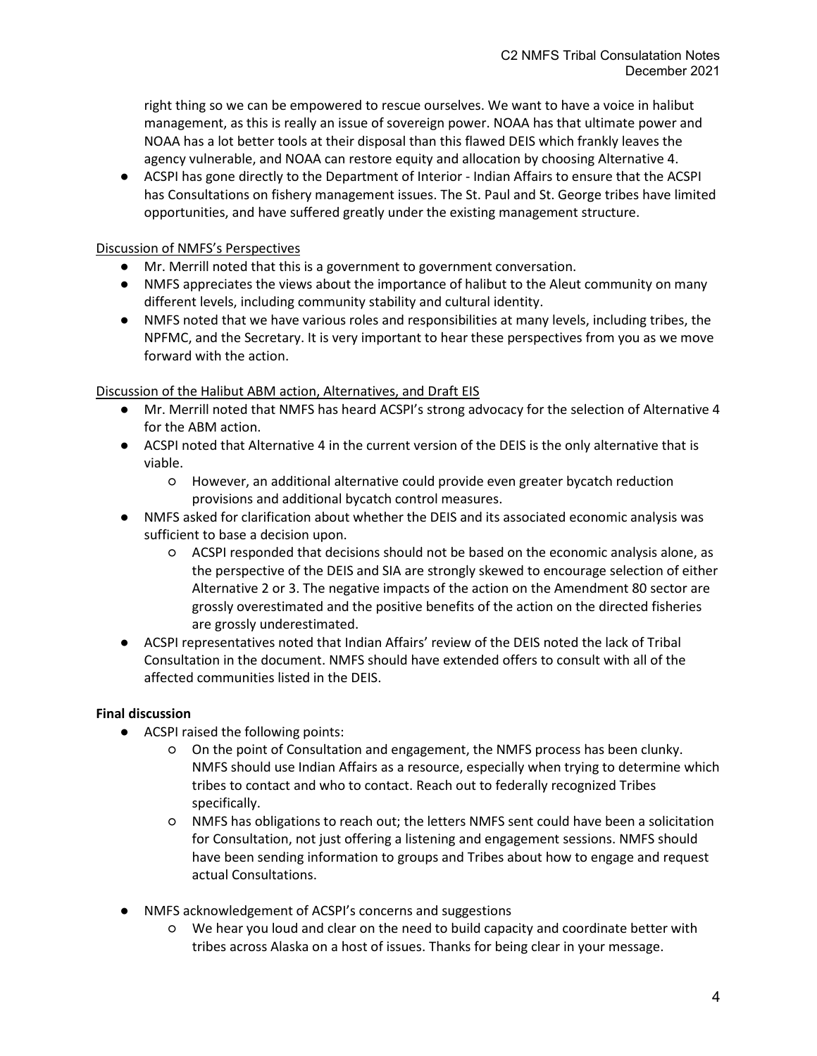right thing so we can be empowered to rescue ourselves. We want to have a voice in halibut management, as this is really an issue of sovereign power. NOAA has that ultimate power and NOAA has a lot better tools at their disposal than this flawed DEIS which frankly leaves the agency vulnerable, and NOAA can restore equity and allocation by choosing Alternative 4.

- ACSPI has gone directly to the Department of Interior - Indian Affairs to ensure that the ACSPI has Consultations on fishery management issues. The St. Paul and St. George tribes have limited opportunities, and have suffered greatly under the existing management structure.

<u>Discussion of NMFS's Perspectives</u>

- Mr. Merrill noted that this is a government to government conversation.
- NMFS appreciates the views about the importance of halibut to the Aleut community on many different levels, including community stability and cultural identity.
- NMFS noted that we have various roles and responsibilities at many levels, including tribes, the NPFMC, and the Secretary. It is very important to hear these perspectives from you as we move forward with the action.

<u>Discussion of the Halibut ABM action, Alternatives, and Draft EIS</u>

- Mr. Merrill noted that NMFS has heard ACSPI's strong advocacy for the selection of Alternative 4 for the ABM action.
- ACSPI noted that Alternative 4 in the current version of the DEIS is the only alternative that is viable.
  - However, an additional alternative could provide even greater bycatch reduction provisions and additional bycatch control measures.
- NMFS asked for clarification about whether the DEIS and its associated economic analysis was sufficient to base a decision upon.
  - ACSPI responded that decisions should not be based on the economic analysis alone, as the perspective of the DEIS and SIA are strongly skewed to encourage selection of either Alternative 2 or 3. The negative impacts of the action on the Amendment 80 sector are grossly overestimated and the positive benefits of the action on the directed fisheries are grossly underestimated.
- ACSPI representatives noted that Indian Affairs' review of the DEIS noted the lack of Tribal Consultation in the document. NMFS should have extended offers to consult with all of the affected communities listed in the DEIS.

**Final discussion**

- ACSPI raised the following points:
  - On the point of Consultation and engagement, the NMFS process has been clunky. NMFS should use Indian Affairs as a resource, especially when trying to determine which tribes to contact and who to contact. Reach out to federally recognized Tribes specifically.
  - NMFS has obligations to reach out; the letters NMFS sent could have been a solicitation for Consultation, not just offering a listening and engagement sessions. NMFS should have been sending information to groups and Tribes about how to engage and request actual Consultations.
- NMFS acknowledgement of ACSPI's concerns and suggestions
  - We hear you loud and clear on the need to build capacity and coordinate better with tribes across Alaska on a host of issues. Thanks for being clear in your message.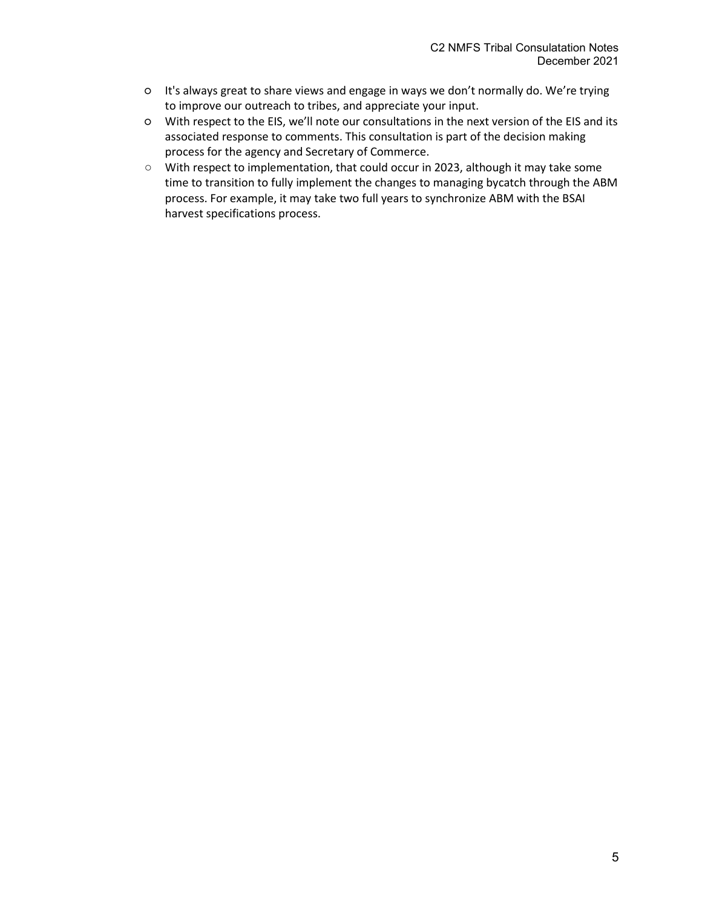- It's always great to share views and engage in ways we don't normally do. We're trying to improve our outreach to tribes, and appreciate your input.
- With respect to the EIS, we'll note our consultations in the next version of the EIS and its associated response to comments. This consultation is part of the decision making process for the agency and Secretary of Commerce.
- With respect to implementation, that could occur in 2023, although it may take some time to transition to fully implement the changes to managing bycatch through the ABM process. For example, it may take two full years to synchronize ABM with the BSAI harvest specifications process.